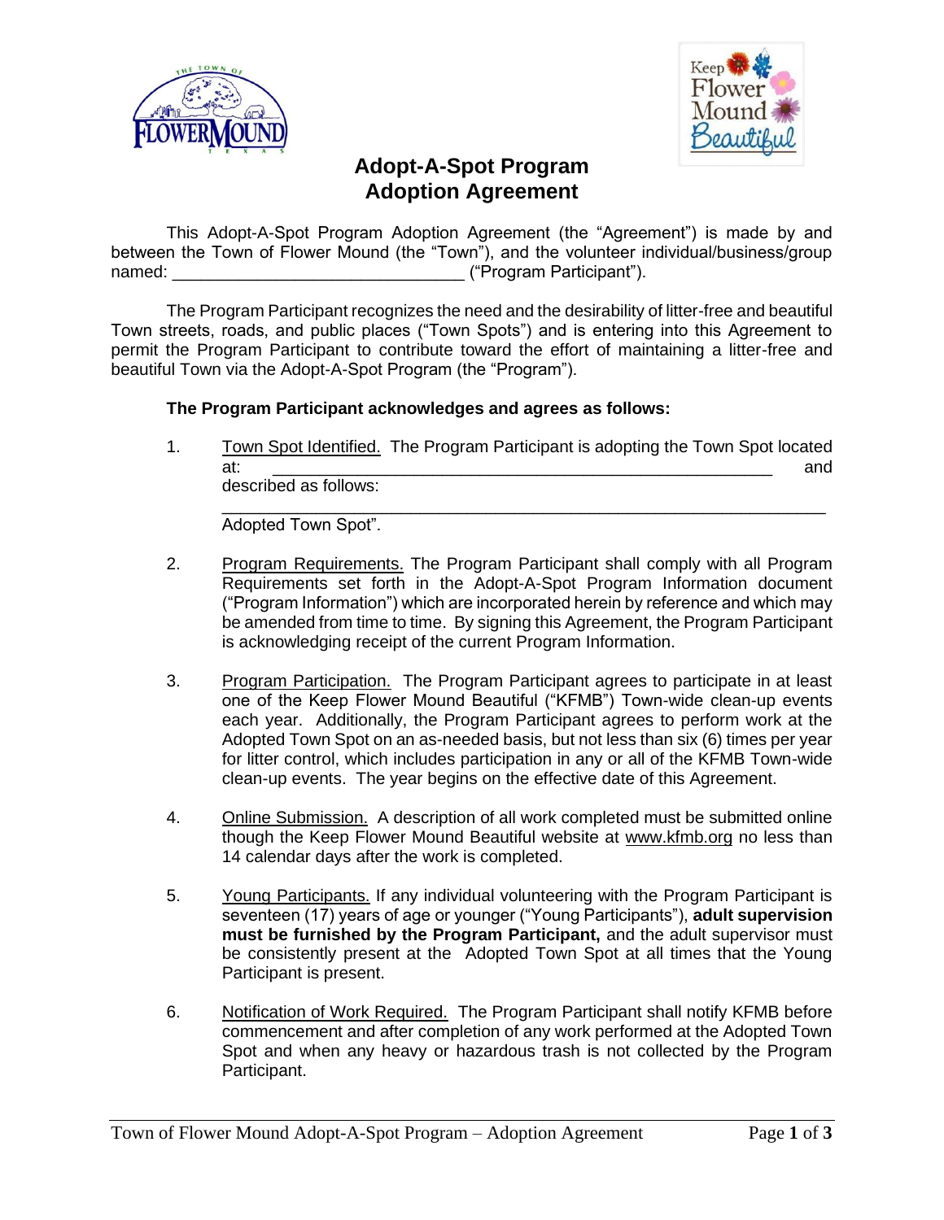# Adopt-A-Spot Program
# Adoption Agreement

This Adopt-A-Spot Program Adoption Agreement (the "Agreement") is made by and between the Town of Flower Mound (the "Town"), and the volunteer individual/business/group named: ______________________________ ("Program Participant").

The Program Participant recognizes the need and the desirability of litter-free and beautiful Town streets, roads, and public places ("Town Spots") and is entering into this Agreement to permit the Program Participant to contribute toward the effort of maintaining a litter-free and beautiful Town via the Adopt-A-Spot Program (the "Program").

**The Program Participant acknowledges and agrees as follows:**

1. Town Spot Identified. The Program Participant is adopting the Town Spot located at: ____________________________________________________ and described as follows: ______________________________________________________________ Adopted Town Spot".

2. Program Requirements. The Program Participant shall comply with all Program Requirements set forth in the Adopt-A-Spot Program Information document ("Program Information") which are incorporated herein by reference and which may be amended from time to time. By signing this Agreement, the Program Participant is acknowledging receipt of the current Program Information.

3. Program Participation. The Program Participant agrees to participate in at least one of the Keep Flower Mound Beautiful ("KFMB") Town-wide clean-up events each year. Additionally, the Program Participant agrees to perform work at the Adopted Town Spot on an as-needed basis, but not less than six (6) times per year for litter control, which includes participation in any or all of the KFMB Town-wide clean-up events. The year begins on the effective date of this Agreement.

4. Online Submission. A description of all work completed must be submitted online though the Keep Flower Mound Beautiful website at www.kfmb.org no less than 14 calendar days after the work is completed.

5. Young Participants. If any individual volunteering with the Program Participant is seventeen (17) years of age or younger ("Young Participants"), **adult supervision must be furnished by the Program Participant,** and the adult supervisor must be consistently present at the Adopted Town Spot at all times that the Young Participant is present.

6. Notification of Work Required. The Program Participant shall notify KFMB before commencement and after completion of any work performed at the Adopted Town Spot and when any heavy or hazardous trash is not collected by the Program Participant.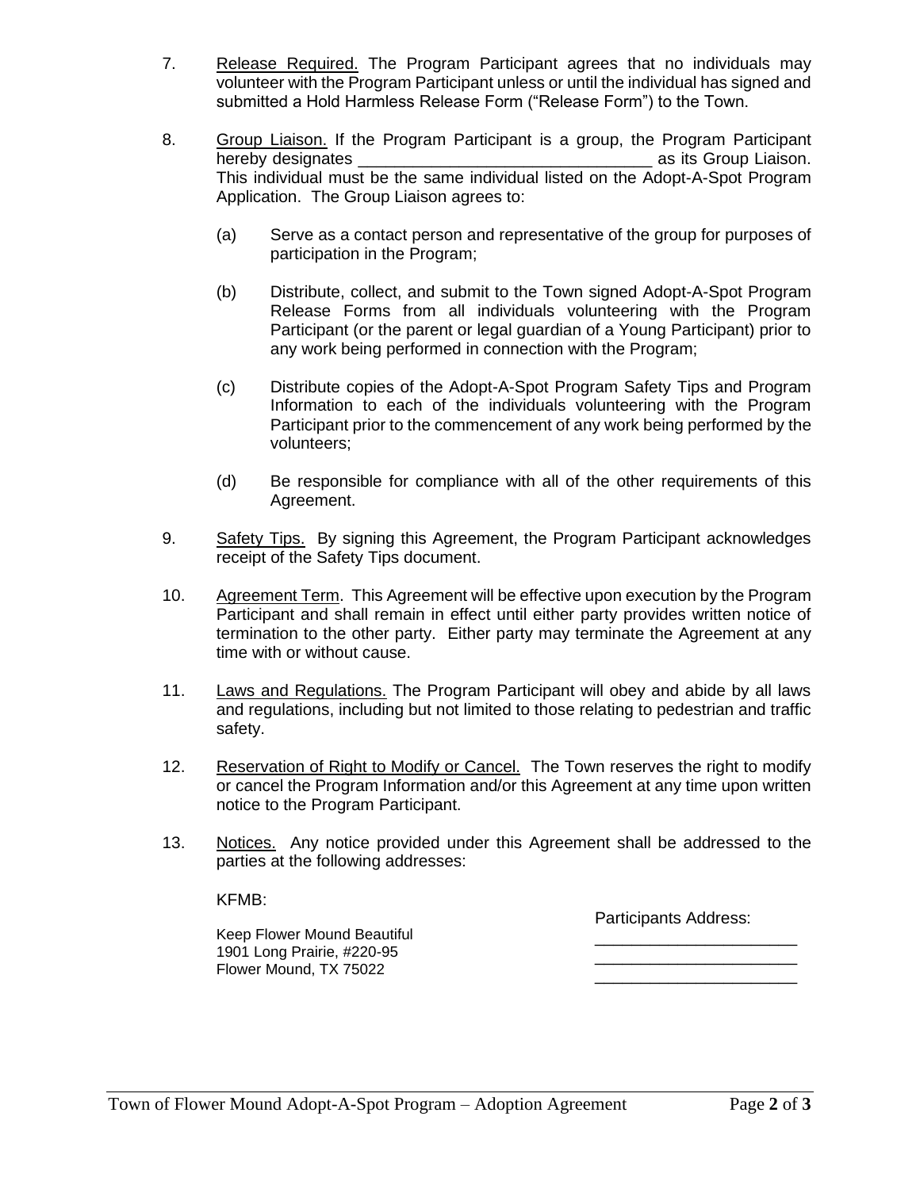7. Release Required. The Program Participant agrees that no individuals may volunteer with the Program Participant unless or until the individual has signed and submitted a Hold Harmless Release Form ("Release Form") to the Town.

8. Group Liaison. If the Program Participant is a group, the Program Participant hereby designates ________________________________ as its Group Liaison. This individual must be the same individual listed on the Adopt-A-Spot Program Application. The Group Liaison agrees to:

   (a) Serve as a contact person and representative of the group for purposes of participation in the Program;

   (b) Distribute, collect, and submit to the Town signed Adopt-A-Spot Program Release Forms from all individuals volunteering with the Program Participant (or the parent or legal guardian of a Young Participant) prior to any work being performed in connection with the Program;

   (c) Distribute copies of the Adopt-A-Spot Program Safety Tips and Program Information to each of the individuals volunteering with the Program Participant prior to the commencement of any work being performed by the volunteers;

   (d) Be responsible for compliance with all of the other requirements of this Agreement.

9. Safety Tips. By signing this Agreement, the Program Participant acknowledges receipt of the Safety Tips document.

10. Agreement Term. This Agreement will be effective upon execution by the Program Participant and shall remain in effect until either party provides written notice of termination to the other party. Either party may terminate the Agreement at any time with or without cause.

11. Laws and Regulations. The Program Participant will obey and abide by all laws and regulations, including but not limited to those relating to pedestrian and traffic safety.

12. Reservation of Right to Modify or Cancel. The Town reserves the right to modify or cancel the Program Information and/or this Agreement at any time upon written notice to the Program Participant.

13. Notices. Any notice provided under this Agreement shall be addressed to the parties at the following addresses:

KFMB:

Keep Flower Mound Beautiful
1901 Long Prairie, #220-95
Flower Mound, TX 75022

Participants Address:

_______________________
_______________________
_______________________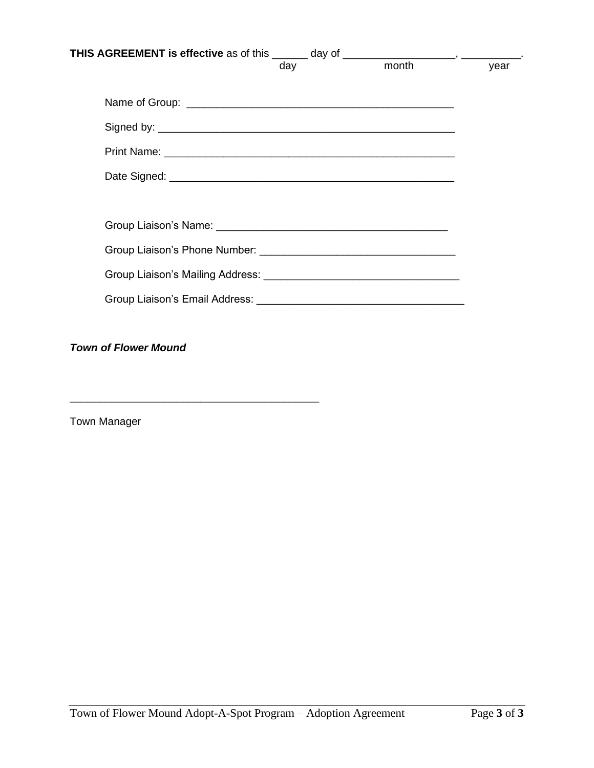**THIS AGREEMENT is effective** as of this ______ day of ___________________, __________.
day month year

Name of Group: ______________________________________________

Signed by: _________________________________________________

Print Name: ________________________________________________

Date Signed: _______________________________________________

Group Liaison's Name: _______________________________________

Group Liaison's Phone Number: _________________________________

Group Liaison's Mailing Address: ________________________________

Group Liaison's Email Address: __________________________________

***Town of Flower Mound***

__________________________________________

Town Manager